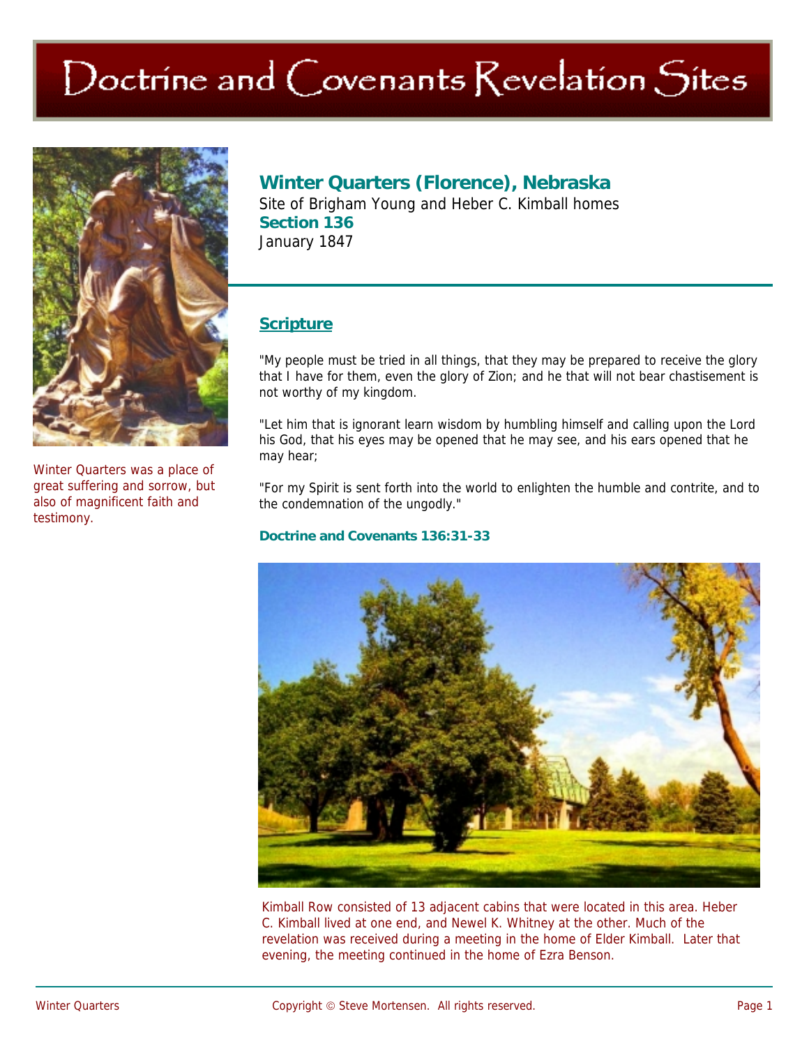# Doctrine and Covenants Revelation Sites

Winter Quarters was a place of great suffering and sorrow, but also of magnificent faith and testimony.

## Winter Quarters (Florence), Nebraska

Site of Brigham Young and Heber C. Kimball homes

**Section 136**

January 1847

### Scripture

"My people must be tried in all things, that they may be prepared to receive the glory that I have for them, even the glory of Zion; and he that will not bear chastisement is not worthy of my kingdom.

"Let him that is ignorant learn wisdom by humbling himself and calling upon the Lord his God, that his eyes may be opened that he may see, and his ears opened that he may hear;

"For my Spirit is sent forth into the world to enlighten the humble and contrite, and to the condemnation of the ungodly."

**Doctrine and Covenants 136:31-33**

Kimball Row consisted of 13 adjacent cabins that were located in this area. Heber C. Kimball lived at one end, and Newel K. Whitney at the other. Much of the revelation was received during a meeting in the home of Elder Kimball. Later that evening, the meeting continued in the home of Ezra Benson.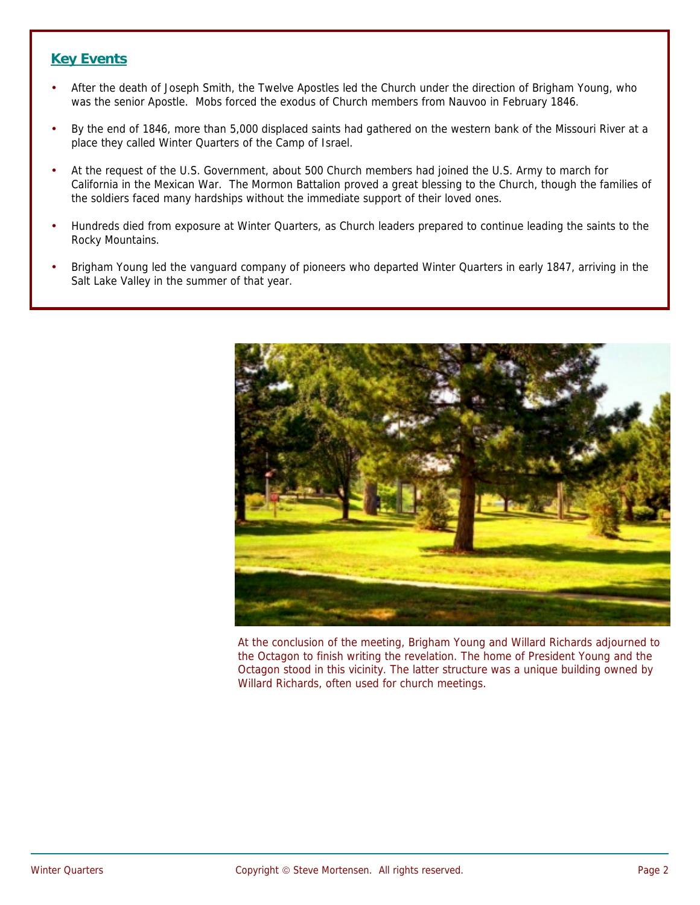## Key Events

- After the death of Joseph Smith, the Twelve Apostles led the Church under the direction of Brigham Young, who was the senior Apostle. Mobs forced the exodus of Church members from Nauvoo in February 1846.
- By the end of 1846, more than 5,000 displaced saints had gathered on the western bank of the Missouri River at a place they called Winter Quarters of the Camp of Israel.
- At the request of the U.S. Government, about 500 Church members had joined the U.S. Army to march for California in the Mexican War. The Mormon Battalion proved a great blessing to the Church, though the families of the soldiers faced many hardships without the immediate support of their loved ones.
- Hundreds died from exposure at Winter Quarters, as Church leaders prepared to continue leading the saints to the Rocky Mountains.
- Brigham Young led the vanguard company of pioneers who departed Winter Quarters in early 1847, arriving in the Salt Lake Valley in the summer of that year.

At the conclusion of the meeting, Brigham Young and Willard Richards adjourned to the Octagon to finish writing the revelation. The home of President Young and the Octagon stood in this vicinity. The latter structure was a unique building owned by Willard Richards, often used for church meetings.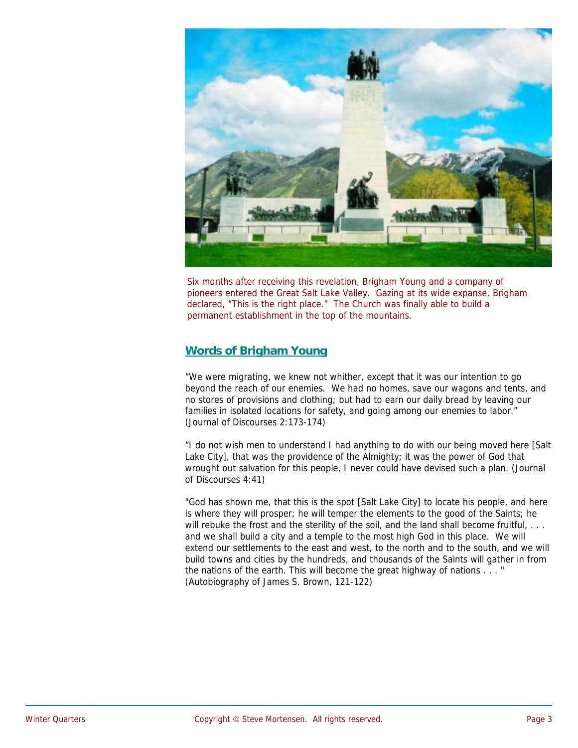Six months after receiving this revelation, Brigham Young and a company of pioneers entered the Great Salt Lake Valley. Gazing at its wide expanse, Brigham declared, "This is the right place." The Church was finally able to build a permanent establishment in the top of the mountains.

## Words of Brigham Young

"We were migrating, we knew not whither, except that it was our intention to go beyond the reach of our enemies. We had no homes, save our wagons and tents, and no stores of provisions and clothing; but had to earn our daily bread by leaving our families in isolated locations for safety, and going among our enemies to labor." (Journal of Discourses 2:173-174)

"I do not wish men to understand I had anything to do with our being moved here [Salt Lake City], that was the providence of the Almighty; it was the power of God that wrought out salvation for this people, I never could have devised such a plan. (Journal of Discourses 4:41)

"God has shown me, that this is the spot [Salt Lake City] to locate his people, and here is where they will prosper; he will temper the elements to the good of the Saints; he will rebuke the frost and the sterility of the soil, and the land shall become fruitful, . . . and we shall build a city and a temple to the most high God in this place. We will extend our settlements to the east and west, to the north and to the south, and we will build towns and cities by the hundreds, and thousands of the Saints will gather in from the nations of the earth. This will become the great highway of nations . . . " (Autobiography of James S. Brown, 121-122)